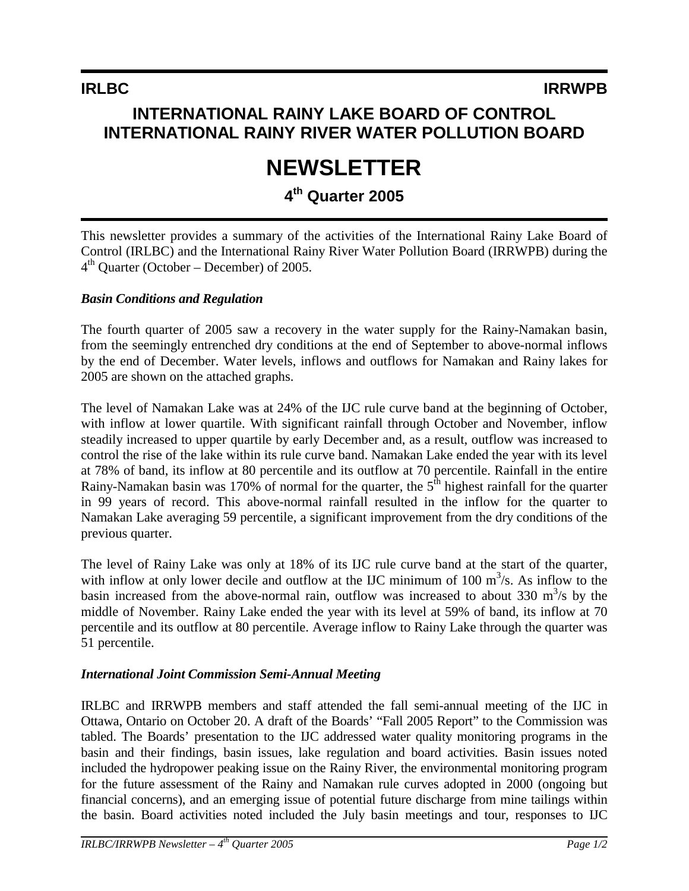**IRLBC** **IRRWPB**

# INTERNATIONAL RAINY LAKE BOARD OF CONTROL
# INTERNATIONAL RAINY RIVER WATER POLLUTION BOARD

# NEWSLETTER

## 4th Quarter 2005

This newsletter provides a summary of the activities of the International Rainy Lake Board of Control (IRLBC) and the International Rainy River Water Pollution Board (IRRWPB) during the 4th Quarter (October – December) of 2005.

### *Basin Conditions and Regulation*

The fourth quarter of 2005 saw a recovery in the water supply for the Rainy-Namakan basin, from the seemingly entrenched dry conditions at the end of September to above-normal inflows by the end of December. Water levels, inflows and outflows for Namakan and Rainy lakes for 2005 are shown on the attached graphs.

The level of Namakan Lake was at 24% of the IJC rule curve band at the beginning of October, with inflow at lower quartile. With significant rainfall through October and November, inflow steadily increased to upper quartile by early December and, as a result, outflow was increased to control the rise of the lake within its rule curve band. Namakan Lake ended the year with its level at 78% of band, its inflow at 80 percentile and its outflow at 70 percentile. Rainfall in the entire Rainy-Namakan basin was 170% of normal for the quarter, the 5th highest rainfall for the quarter in 99 years of record. This above-normal rainfall resulted in the inflow for the quarter to Namakan Lake averaging 59 percentile, a significant improvement from the dry conditions of the previous quarter.

The level of Rainy Lake was only at 18% of its IJC rule curve band at the start of the quarter, with inflow at only lower decile and outflow at the IJC minimum of 100 $m^3/s$. As inflow to the basin increased from the above-normal rain, outflow was increased to about 330 $m^3/s$ by the middle of November. Rainy Lake ended the year with its level at 59% of band, its inflow at 70 percentile and its outflow at 80 percentile. Average inflow to Rainy Lake through the quarter was 51 percentile.

### *International Joint Commission Semi-Annual Meeting*

IRLBC and IRRWPB members and staff attended the fall semi-annual meeting of the IJC in Ottawa, Ontario on October 20. A draft of the Boards' "Fall 2005 Report" to the Commission was tabled. The Boards' presentation to the IJC addressed water quality monitoring programs in the basin and their findings, basin issues, lake regulation and board activities. Basin issues noted included the hydropower peaking issue on the Rainy River, the environmental monitoring program for the future assessment of the Rainy and Namakan rule curves adopted in 2000 (ongoing but financial concerns), and an emerging issue of potential future discharge from mine tailings within the basin. Board activities noted included the July basin meetings and tour, responses to IJC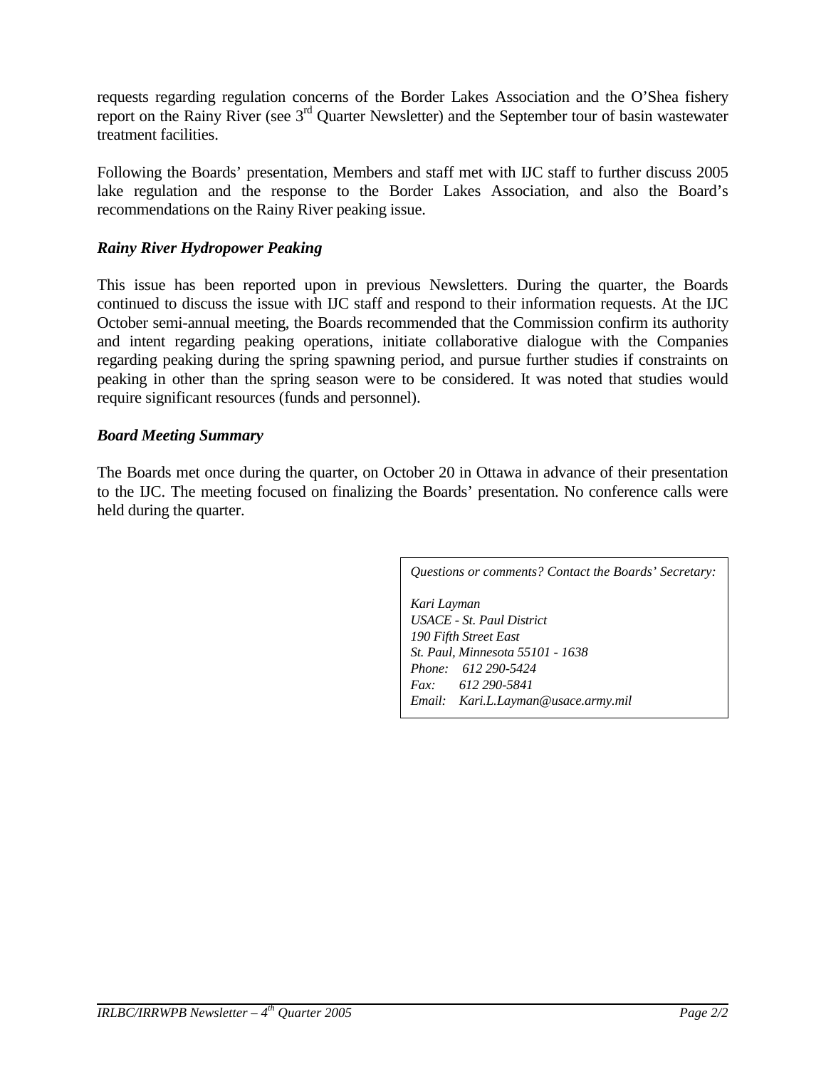requests regarding regulation concerns of the Border Lakes Association and the O'Shea fishery report on the Rainy River (see 3rd Quarter Newsletter) and the September tour of basin wastewater treatment facilities.

Following the Boards' presentation, Members and staff met with IJC staff to further discuss 2005 lake regulation and the response to the Border Lakes Association, and also the Board's recommendations on the Rainy River peaking issue.

### *Rainy River Hydropower Peaking*

This issue has been reported upon in previous Newsletters. During the quarter, the Boards continued to discuss the issue with IJC staff and respond to their information requests. At the IJC October semi-annual meeting, the Boards recommended that the Commission confirm its authority and intent regarding peaking operations, initiate collaborative dialogue with the Companies regarding peaking during the spring spawning period, and pursue further studies if constraints on peaking in other than the spring season were to be considered. It was noted that studies would require significant resources (funds and personnel).

### *Board Meeting Summary*

The Boards met once during the quarter, on October 20 in Ottawa in advance of their presentation to the IJC. The meeting focused on finalizing the Boards' presentation. No conference calls were held during the quarter.

*Questions or comments? Contact the Boards' Secretary:*

*Kari Layman*
*USACE - St. Paul District*
*190 Fifth Street East*
*St. Paul, Minnesota 55101 - 1638*
*Phone: 612 290-5424*
*Fax: 612 290-5841*
*Email: Kari.L.Layman@usace.army.mil*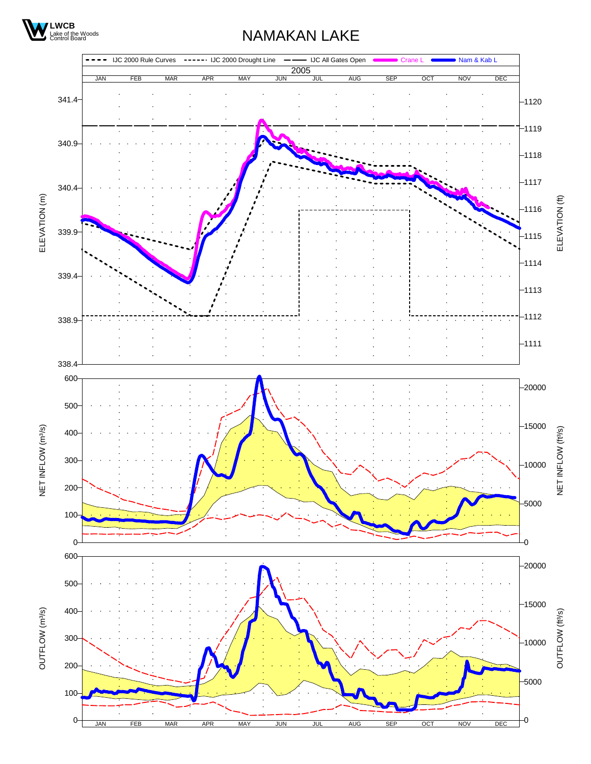LWCB
Lake of the Woods Control Board

# NAMAKAN LAKE

IJC 2000 Rule Curves | IJC 2000 Drought Line | IJC All Gates Open | Crane L | Nam & Kab L

2005

JAN FEB MAR APR MAY JUN JUL AUG SEP OCT NOV DEC

ELEVATION (m): 341.4, 340.9, 340.4, 339.9, 339.4, 338.9, 338.4

ELEVATION (ft): 1120, 1119, 1118, 1117, 1116, 1115, 1114, 1113, 1112, 1111

NET INFLOW ($m^3/s$): 600, 500, 400, 300, 200, 100, 0

NET INFLOW ($ft^3/s$): 20000, 15000, 10000, 5000, 0

OUTFLOW ($m^3/s$): 600, 500, 400, 300, 200, 100, 0

OUTFLOW ($ft^3/s$): 20000, 15000, 10000, 5000, 0

JAN FEB MAR APR MAY JUN JUL AUG SEP OCT NOV DEC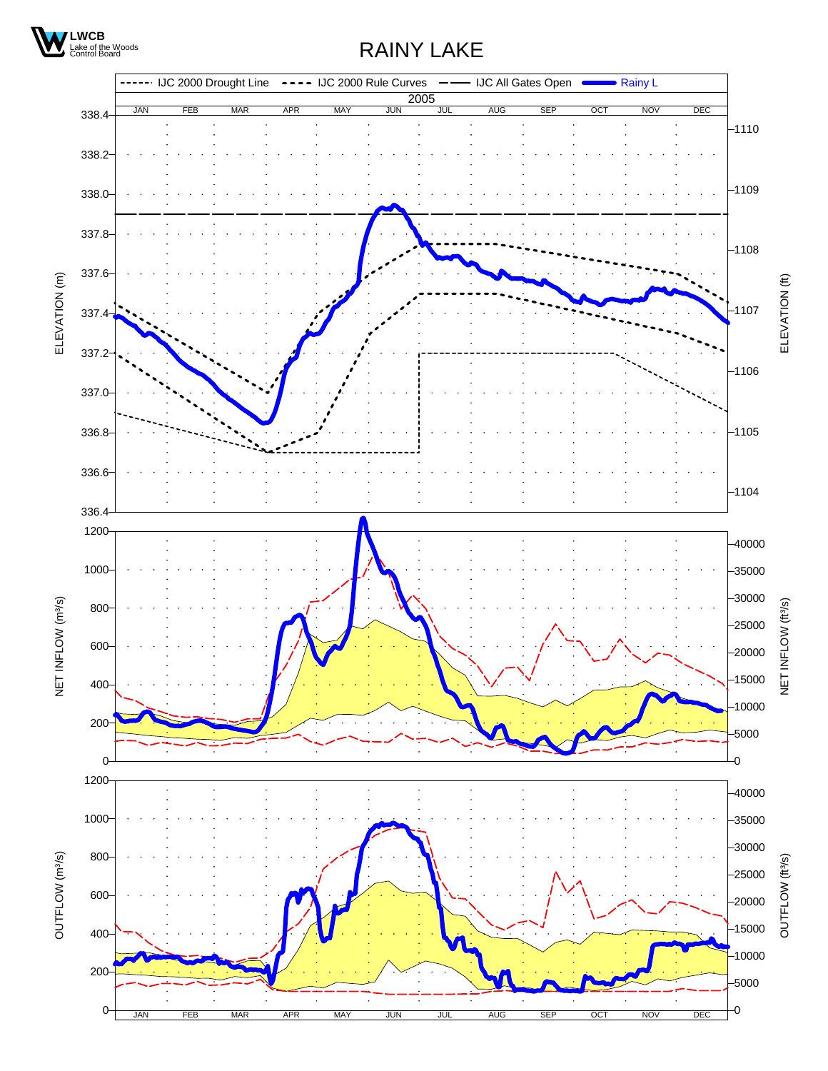LWCB
Lake of the Woods
Control Board

# RAINY LAKE

IJC 2000 Drought Line
IJC 2000 Rule Curves
IJC All Gates Open
Rainy L

2005

JAN FEB MAR APR MAY JUN JUL AUG SEP OCT NOV DEC

ELEVATION (m)

338.4
338.2
338.0
337.8
337.6
337.4
337.2
337.0
336.8
336.6
336.4

ELEVATION (ft)

1110
1109
1108
1107
1106
1105
1104

NET INFLOW (m³/s)

1200
1000
800
600
400
200
0

NET INFLOW (ft³/s)

40000
35000
30000
25000
20000
15000
10000
5000
0

OUTFLOW (m³/s)

1200
1000
800
600
400
200
0

OUTFLOW (ft³/s)

40000
35000
30000
25000
20000
15000
10000
5000
0

JAN FEB MAR APR MAY JUN JUL AUG SEP OCT NOV DEC